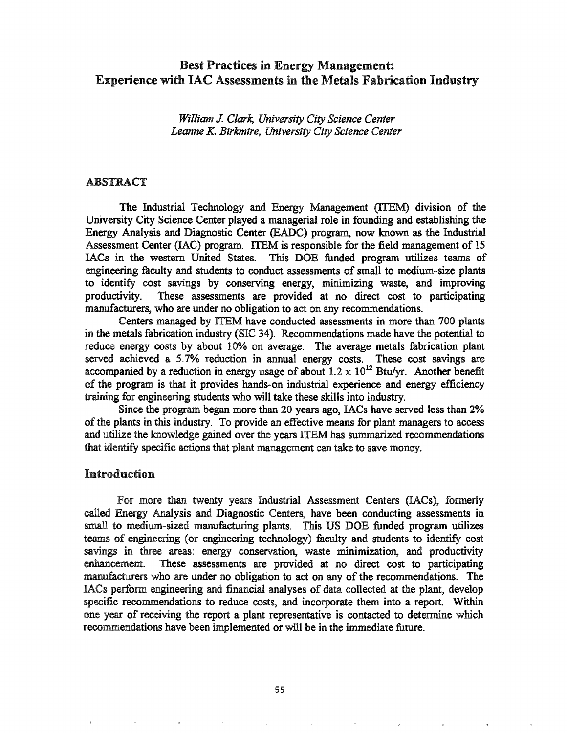# Best Practices in Energy Management: Experience with IAC Assessments in the Metals Fabrication Industry

*William J. Clark, University City Science Center*
*Leanne K. Birkmire, University City Science Center*

## ABSTRACT

The Industrial Technology and Energy Management (ITEM) division of the University City Science Center played a managerial role in founding and establishing the Energy Analysis and Diagnostic Center (EADC) program, now known as the Industrial Assessment Center (IAC) program. ITEM is responsible for the field management of 15 IACs in the western United States. This DOE funded program utilizes teams of engineering faculty and students to conduct assessments of small to medium-size plants to identify cost savings by conserving energy, minimizing waste, and improving productivity. These assessments are provided at no direct cost to participating manufacturers, who are under no obligation to act on any recommendations.

Centers managed by ITEM have conducted assessments in more than 700 plants in the metals fabrication industry (SIC 34). Recommendations made have the potential to reduce energy costs by about 10% on average. The average metals fabrication plant served achieved a 5.7% reduction in annual energy costs. These cost savings are accompanied by a reduction in energy usage of about $1.2 \times 10^{12}$ Btu/yr. Another benefit of the program is that it provides hands-on industrial experience and energy efficiency training for engineering students who will take these skills into industry.

Since the program began more than 20 years ago, IACs have served less than 2% of the plants in this industry. To provide an effective means for plant managers to access and utilize the knowledge gained over the years ITEM has summarized recommendations that identify specific actions that plant management can take to save money.

## Introduction

For more than twenty years Industrial Assessment Centers (IACs), formerly called Energy Analysis and Diagnostic Centers, have been conducting assessments in small to medium-sized manufacturing plants. This US DOE funded program utilizes teams of engineering (or engineering technology) faculty and students to identify cost savings in three areas: energy conservation, waste minimization, and productivity enhancement. These assessments are provided at no direct cost to participating manufacturers who are under no obligation to act on any of the recommendations. The IACs perform engineering and financial analyses of data collected at the plant, develop specific recommendations to reduce costs, and incorporate them into a report. Within one year of receiving the report a plant representative is contacted to determine which recommendations have been implemented or will be in the immediate future.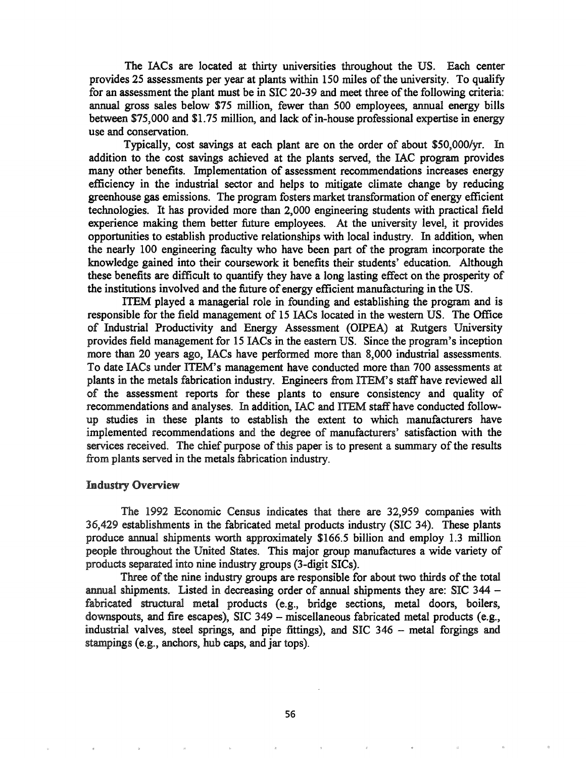The IACs are located at thirty universities throughout the US. Each center provides 25 assessments per year at plants within 150 miles of the university. To qualify for an assessment the plant must be in SIC 20-39 and meet three of the following criteria: annual gross sales below $75 million, fewer than 500 employees, annual energy bills between $75,000 and $1.75 million, and lack of in-house professional expertise in energy use and conservation.

Typically, cost savings at each plant are on the order of about $50,000/yr. In addition to the cost savings achieved at the plants served, the IAC program provides many other benefits. Implementation of assessment recommendations increases energy efficiency in the industrial sector and helps to mitigate climate change by reducing greenhouse gas emissions. The program fosters market transformation of energy efficient technologies. It has provided more than 2,000 engineering students with practical field experience making them better future employees. At the university level, it provides opportunities to establish productive relationships with local industry. In addition, when the nearly 100 engineering faculty who have been part of the program incorporate the knowledge gained into their coursework it benefits their students' education. Although these benefits are difficult to quantify they have a long lasting effect on the prosperity of the institutions involved and the future of energy efficient manufacturing in the US.

ITEM played a managerial role in founding and establishing the program and is responsible for the field management of 15 IACs located in the western US. The Office of Industrial Productivity and Energy Assessment (OIPEA) at Rutgers University provides field management for 15 IACs in the eastern US. Since the program's inception more than 20 years ago, IACs have performed more than 8,000 industrial assessments. To date IACs under ITEM's management have conducted more than 700 assessments at plants in the metals fabrication industry. Engineers from ITEM's staff have reviewed all of the assessment reports for these plants to ensure consistency and quality of recommendations and analyses. In addition, IAC and ITEM staff have conducted follow-up studies in these plants to establish the extent to which manufacturers have implemented recommendations and the degree of manufacturers' satisfaction with the services received. The chief purpose of this paper is to present a summary of the results from plants served in the metals fabrication industry.

## Industry Overview

The 1992 Economic Census indicates that there are 32,959 companies with 36,429 establishments in the fabricated metal products industry (SIC 34). These plants produce annual shipments worth approximately $166.5 billion and employ 1.3 million people throughout the United States. This major group manufactures a wide variety of products separated into nine industry groups (3-digit SICs).

Three of the nine industry groups are responsible for about two thirds of the total annual shipments. Listed in decreasing order of annual shipments they are: SIC 344 – fabricated structural metal products (e.g., bridge sections, metal doors, boilers, downspouts, and fire escapes), SIC 349 – miscellaneous fabricated metal products (e.g., industrial valves, steel springs, and pipe fittings), and SIC 346 – metal forgings and stampings (e.g., anchors, hub caps, and jar tops).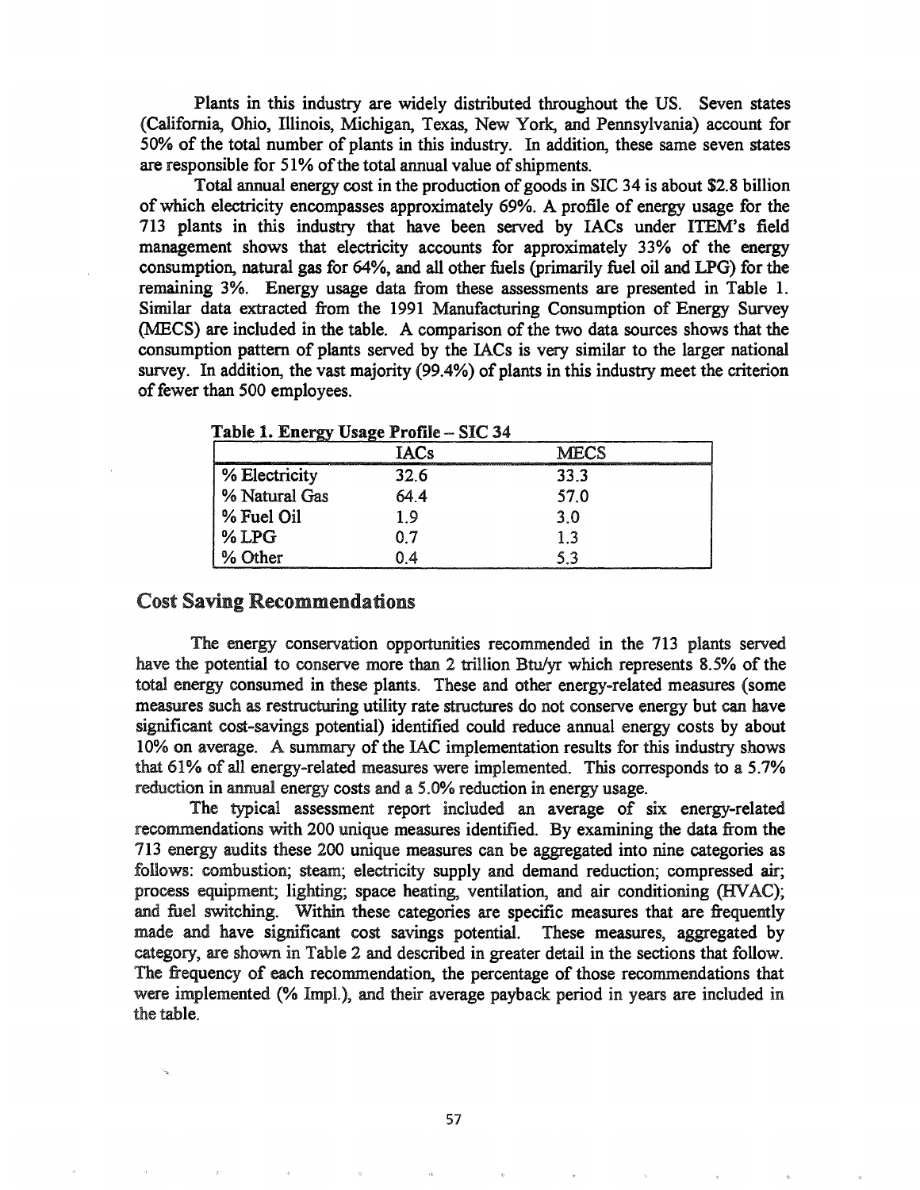Plants in this industry are widely distributed throughout the US. Seven states (California, Ohio, Illinois, Michigan, Texas, New York, and Pennsylvania) account for 50% of the total number of plants in this industry. In addition, these same seven states are responsible for 51% of the total annual value of shipments.

Total annual energy cost in the production of goods in SIC 34 is about $2.8 billion of which electricity encompasses approximately 69%. A profile of energy usage for the 713 plants in this industry that have been served by IACs under ITEM's field management shows that electricity accounts for approximately 33% of the energy consumption, natural gas for 64%, and all other fuels (primarily fuel oil and LPG) for the remaining 3%. Energy usage data from these assessments are presented in Table 1. Similar data extracted from the 1991 Manufacturing Consumption of Energy Survey (MECS) are included in the table. A comparison of the two data sources shows that the consumption pattern of plants served by the IACs is very similar to the larger national survey. In addition, the vast majority (99.4%) of plants in this industry meet the criterion of fewer than 500 employees.

**Table 1. Energy Usage Profile – SIC 34**

| | IACs | MECS |
|---|---|---|
| % Electricity | 32.6 | 33.3 |
| % Natural Gas | 64.4 | 57.0 |
| % Fuel Oil | 1.9 | 3.0 |
| % LPG | 0.7 | 1.3 |
| % Other | 0.4 | 5.3 |

## Cost Saving Recommendations

The energy conservation opportunities recommended in the 713 plants served have the potential to conserve more than 2 trillion Btu/yr which represents 8.5% of the total energy consumed in these plants. These and other energy-related measures (some measures such as restructuring utility rate structures do not conserve energy but can have significant cost-savings potential) identified could reduce annual energy costs by about 10% on average. A summary of the IAC implementation results for this industry shows that 61% of all energy-related measures were implemented. This corresponds to a 5.7% reduction in annual energy costs and a 5.0% reduction in energy usage.

The typical assessment report included an average of six energy-related recommendations with 200 unique measures identified. By examining the data from the 713 energy audits these 200 unique measures can be aggregated into nine categories as follows: combustion; steam; electricity supply and demand reduction; compressed air; process equipment; lighting; space heating, ventilation, and air conditioning (HVAC); and fuel switching. Within these categories are specific measures that are frequently made and have significant cost savings potential. These measures, aggregated by category, are shown in Table 2 and described in greater detail in the sections that follow. The frequency of each recommendation, the percentage of those recommendations that were implemented (% Impl.), and their average payback period in years are included in the table.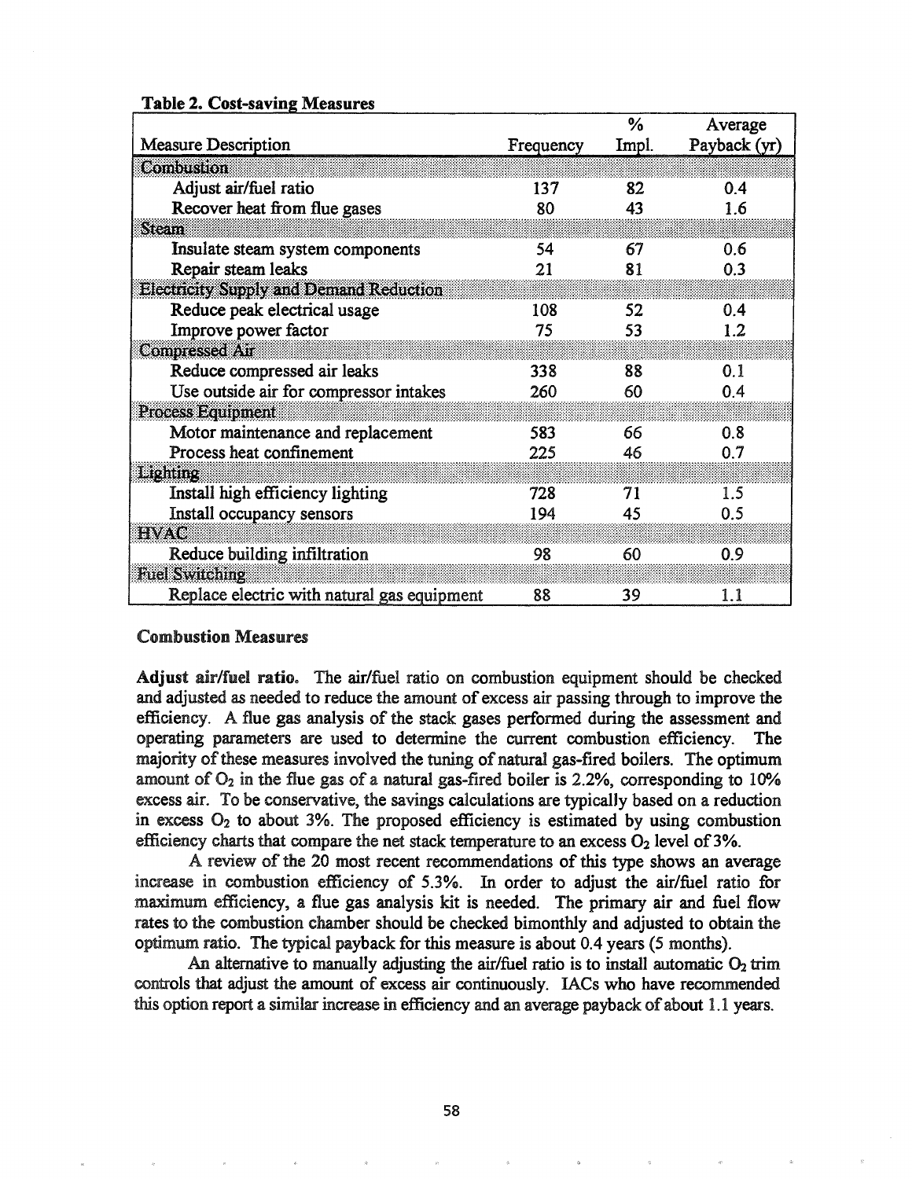**Table 2. Cost-saving Measures**

| Measure Description | Frequency | % Impl. | Average Payback (yr) |
|---|---|---|---|
| **Combustion** | | | |
| Adjust air/fuel ratio | 137 | 82 | 0.4 |
| Recover heat from flue gases | 80 | 43 | 1.6 |
| **Steam** | | | |
| Insulate steam system components | 54 | 67 | 0.6 |
| Repair steam leaks | 21 | 81 | 0.3 |
| **Electricity Supply and Demand Reduction** | | | |
| Reduce peak electrical usage | 108 | 52 | 0.4 |
| Improve power factor | 75 | 53 | 1.2 |
| **Compressed Air** | | | |
| Reduce compressed air leaks | 338 | 88 | 0.1 |
| Use outside air for compressor intakes | 260 | 60 | 0.4 |
| **Process Equipment** | | | |
| Motor maintenance and replacement | 583 | 66 | 0.8 |
| Process heat confinement | 225 | 46 | 0.7 |
| **Lighting** | | | |
| Install high efficiency lighting | 728 | 71 | 1.5 |
| Install occupancy sensors | 194 | 45 | 0.5 |
| **HVAC** | | | |
| Reduce building infiltration | 98 | 60 | 0.9 |
| **Fuel Switching** | | | |
| Replace electric with natural gas equipment | 88 | 39 | 1.1 |

### Combustion Measures

**Adjust air/fuel ratio.** The air/fuel ratio on combustion equipment should be checked and adjusted as needed to reduce the amount of excess air passing through to improve the efficiency. A flue gas analysis of the stack gases performed during the assessment and operating parameters are used to determine the current combustion efficiency. The majority of these measures involved the tuning of natural gas-fired boilers. The optimum amount of $O_2$ in the flue gas of a natural gas-fired boiler is 2.2%, corresponding to 10% excess air. To be conservative, the savings calculations are typically based on a reduction in excess $O_2$ to about 3%. The proposed efficiency is estimated by using combustion efficiency charts that compare the net stack temperature to an excess $O_2$ level of 3%.

A review of the 20 most recent recommendations of this type shows an average increase in combustion efficiency of 5.3%. In order to adjust the air/fuel ratio for maximum efficiency, a flue gas analysis kit is needed. The primary air and fuel flow rates to the combustion chamber should be checked bimonthly and adjusted to obtain the optimum ratio. The typical payback for this measure is about 0.4 years (5 months).

An alternative to manually adjusting the air/fuel ratio is to install automatic $O_2$ trim controls that adjust the amount of excess air continuously. IACs who have recommended this option report a similar increase in efficiency and an average payback of about 1.1 years.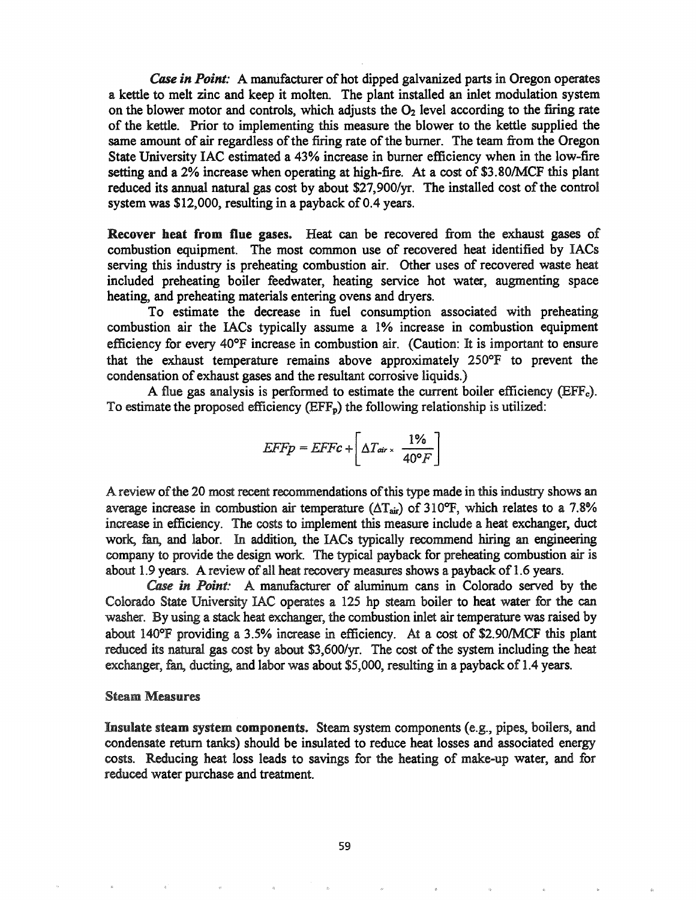*Case in Point:* A manufacturer of hot dipped galvanized parts in Oregon operates a kettle to melt zinc and keep it molten. The plant installed an inlet modulation system on the blower motor and controls, which adjusts the $O_2$ level according to the firing rate of the kettle. Prior to implementing this measure the blower to the kettle supplied the same amount of air regardless of the firing rate of the burner. The team from the Oregon State University IAC estimated a 43% increase in burner efficiency when in the low-fire setting and a 2% increase when operating at high-fire. At a cost of $3.80/MCF this plant reduced its annual natural gas cost by about $27,900/yr. The installed cost of the control system was $12,000, resulting in a payback of 0.4 years.

**Recover heat from flue gases.** Heat can be recovered from the exhaust gases of combustion equipment. The most common use of recovered heat identified by IACs serving this industry is preheating combustion air. Other uses of recovered waste heat included preheating boiler feedwater, heating service hot water, augmenting space heating, and preheating materials entering ovens and dryers.

To estimate the decrease in fuel consumption associated with preheating combustion air the IACs typically assume a 1% increase in combustion equipment efficiency for every 40°F increase in combustion air. (Caution: It is important to ensure that the exhaust temperature remains above approximately 250°F to prevent the condensation of exhaust gases and the resultant corrosive liquids.)

A flue gas analysis is performed to estimate the current boiler efficiency ($EFF_c$). To estimate the proposed efficiency ($EFF_p$) the following relationship is utilized:

$$EFFp = EFFc + \left[ \Delta T_{air} \times \frac{1\%}{40°F} \right]$$

A review of the 20 most recent recommendations of this type made in this industry shows an average increase in combustion air temperature ($\Delta T_{air}$) of 310°F, which relates to a 7.8% increase in efficiency. The costs to implement this measure include a heat exchanger, duct work, fan, and labor. In addition, the IACs typically recommend hiring an engineering company to provide the design work. The typical payback for preheating combustion air is about 1.9 years. A review of all heat recovery measures shows a payback of 1.6 years.

*Case in Point:* A manufacturer of aluminum cans in Colorado served by the Colorado State University IAC operates a 125 hp steam boiler to heat water for the can washer. By using a stack heat exchanger, the combustion inlet air temperature was raised by about 140°F providing a 3.5% increase in efficiency. At a cost of $2.90/MCF this plant reduced its natural gas cost by about $3,600/yr. The cost of the system including the heat exchanger, fan, ducting, and labor was about $5,000, resulting in a payback of 1.4 years.

### Steam Measures

**Insulate steam system components.** Steam system components (e.g., pipes, boilers, and condensate return tanks) should be insulated to reduce heat losses and associated energy costs. Reducing heat loss leads to savings for the heating of make-up water, and for reduced water purchase and treatment.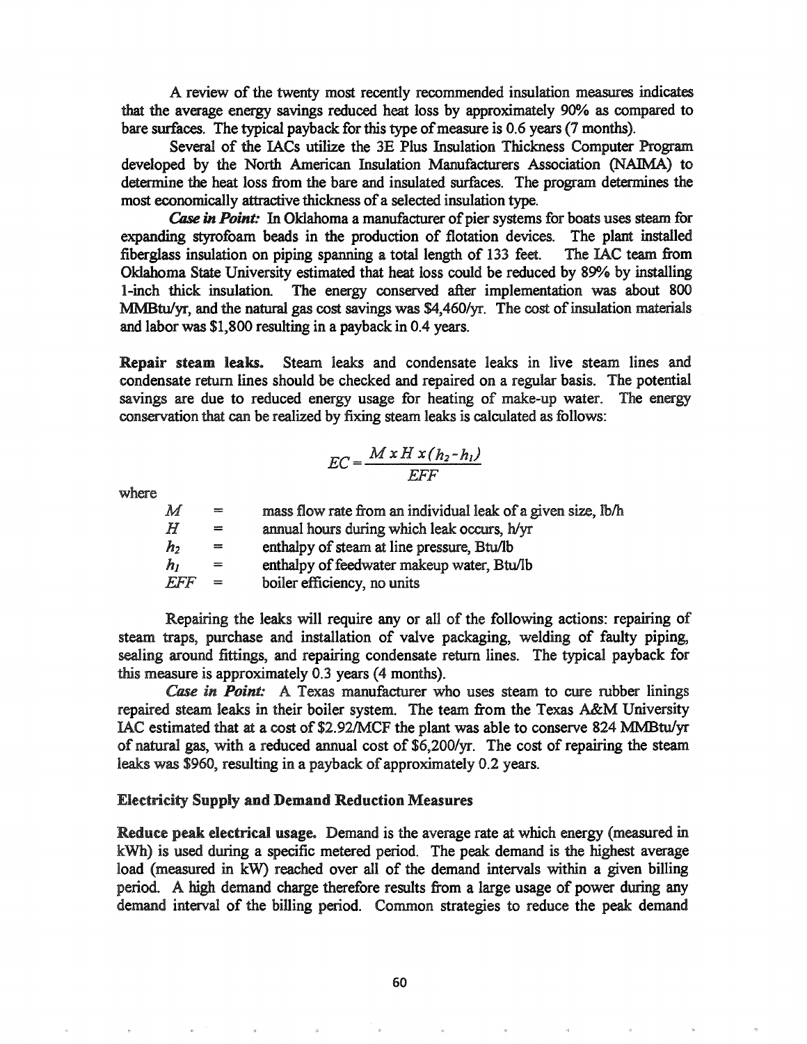A review of the twenty most recently recommended insulation measures indicates that the average energy savings reduced heat loss by approximately 90% as compared to bare surfaces. The typical payback for this type of measure is 0.6 years (7 months).

Several of the IACs utilize the 3E Plus Insulation Thickness Computer Program developed by the North American Insulation Manufacturers Association (NAIMA) to determine the heat loss from the bare and insulated surfaces. The program determines the most economically attractive thickness of a selected insulation type.

***Case in Point:*** In Oklahoma a manufacturer of pier systems for boats uses steam for expanding styrofoam beads in the production of flotation devices. The plant installed fiberglass insulation on piping spanning a total length of 133 feet. The IAC team from Oklahoma State University estimated that heat loss could be reduced by 89% by installing 1-inch thick insulation. The energy conserved after implementation was about 800 MMBtu/yr, and the natural gas cost savings was $4,460/yr. The cost of insulation materials and labor was $1,800 resulting in a payback in 0.4 years.

**Repair steam leaks.** Steam leaks and condensate leaks in live steam lines and condensate return lines should be checked and repaired on a regular basis. The potential savings are due to reduced energy usage for heating of make-up water. The energy conservation that can be realized by fixing steam leaks is calculated as follows:

$$EC = \frac{M \times H \times (h_2 - h_1)}{EFF}$$

where

| | | |
|---|---|---|
| $M$ | = | mass flow rate from an individual leak of a given size, lb/h |
| $H$ | = | annual hours during which leak occurs, h/yr |
| $h_2$ | = | enthalpy of steam at line pressure, Btu/lb |
| $h_1$ | = | enthalpy of feedwater makeup water, Btu/lb |
| $EFF$ | = | boiler efficiency, no units |

Repairing the leaks will require any or all of the following actions: repairing of steam traps, purchase and installation of valve packaging, welding of faulty piping, sealing around fittings, and repairing condensate return lines. The typical payback for this measure is approximately 0.3 years (4 months).

***Case in Point:*** A Texas manufacturer who uses steam to cure rubber linings repaired steam leaks in their boiler system. The team from the Texas A&M University IAC estimated that at a cost of $2.92/MCF the plant was able to conserve 824 MMBtu/yr of natural gas, with a reduced annual cost of $6,200/yr. The cost of repairing the steam leaks was $960, resulting in a payback of approximately 0.2 years.

### Electricity Supply and Demand Reduction Measures

**Reduce peak electrical usage.** Demand is the average rate at which energy (measured in kWh) is used during a specific metered period. The peak demand is the highest average load (measured in kW) reached over all of the demand intervals within a given billing period. A high demand charge therefore results from a large usage of power during any demand interval of the billing period. Common strategies to reduce the peak demand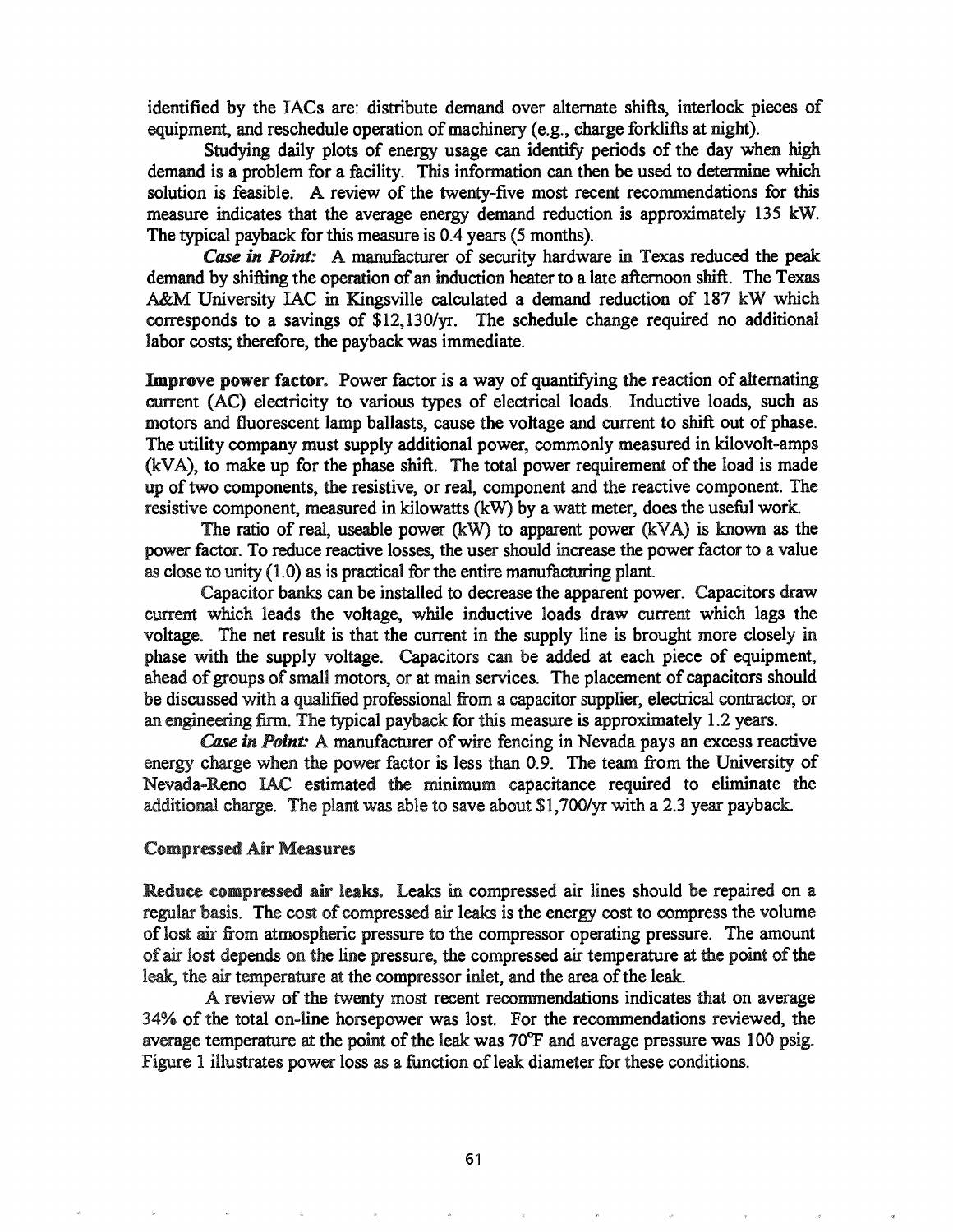identified by the IACs are: distribute demand over alternate shifts, interlock pieces of equipment, and reschedule operation of machinery (e.g., charge forklifts at night).

Studying daily plots of energy usage can identify periods of the day when high demand is a problem for a facility. This information can then be used to determine which solution is feasible. A review of the twenty-five most recent recommendations for this measure indicates that the average energy demand reduction is approximately 135 kW. The typical payback for this measure is 0.4 years (5 months).

*Case in Point:* A manufacturer of security hardware in Texas reduced the peak demand by shifting the operation of an induction heater to a late afternoon shift. The Texas A&M University IAC in Kingsville calculated a demand reduction of 187 kW which corresponds to a savings of $12,130/yr. The schedule change required no additional labor costs; therefore, the payback was immediate.

**Improve power factor.** Power factor is a way of quantifying the reaction of alternating current (AC) electricity to various types of electrical loads. Inductive loads, such as motors and fluorescent lamp ballasts, cause the voltage and current to shift out of phase. The utility company must supply additional power, commonly measured in kilovolt-amps (kVA), to make up for the phase shift. The total power requirement of the load is made up of two components, the resistive, or real, component and the reactive component. The resistive component, measured in kilowatts (kW) by a watt meter, does the useful work.

The ratio of real, useable power (kW) to apparent power (kVA) is known as the power factor. To reduce reactive losses, the user should increase the power factor to a value as close to unity (1.0) as is practical for the entire manufacturing plant.

Capacitor banks can be installed to decrease the apparent power. Capacitors draw current which leads the voltage, while inductive loads draw current which lags the voltage. The net result is that the current in the supply line is brought more closely in phase with the supply voltage. Capacitors can be added at each piece of equipment, ahead of groups of small motors, or at main services. The placement of capacitors should be discussed with a qualified professional from a capacitor supplier, electrical contractor, or an engineering firm. The typical payback for this measure is approximately 1.2 years.

*Case in Point:* A manufacturer of wire fencing in Nevada pays an excess reactive energy charge when the power factor is less than 0.9. The team from the University of Nevada-Reno IAC estimated the minimum capacitance required to eliminate the additional charge. The plant was able to save about $1,700/yr with a 2.3 year payback.

## Compressed Air Measures

**Reduce compressed air leaks.** Leaks in compressed air lines should be repaired on a regular basis. The cost of compressed air leaks is the energy cost to compress the volume of lost air from atmospheric pressure to the compressor operating pressure. The amount of air lost depends on the line pressure, the compressed air temperature at the point of the leak, the air temperature at the compressor inlet, and the area of the leak.

A review of the twenty most recent recommendations indicates that on average 34% of the total on-line horsepower was lost. For the recommendations reviewed, the average temperature at the point of the leak was 70°F and average pressure was 100 psig. Figure 1 illustrates power loss as a function of leak diameter for these conditions.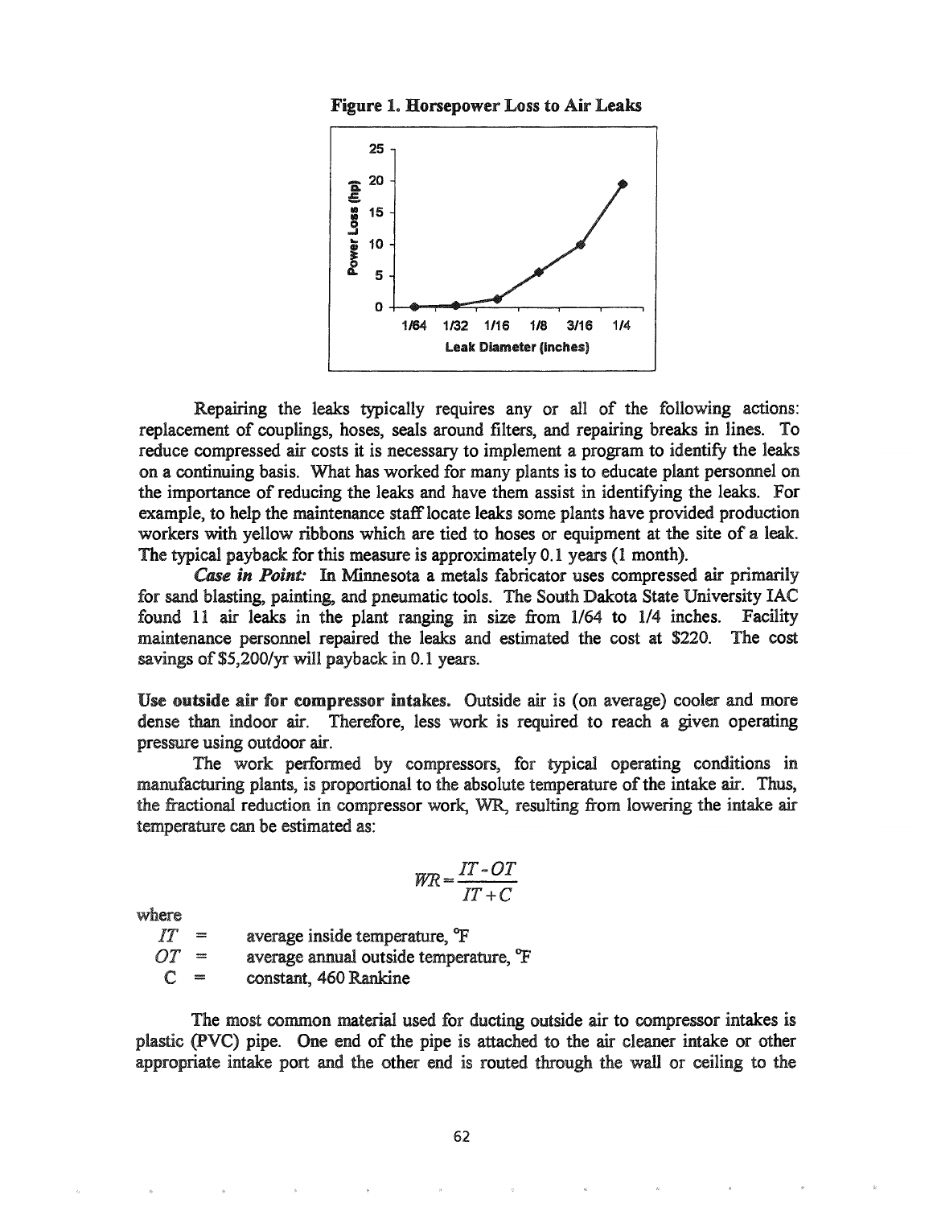**Figure 1. Horsepower Loss to Air Leaks**

Repairing the leaks typically requires any or all of the following actions: replacement of couplings, hoses, seals around filters, and repairing breaks in lines. To reduce compressed air costs it is necessary to implement a program to identify the leaks on a continuing basis. What has worked for many plants is to educate plant personnel on the importance of reducing the leaks and have them assist in identifying the leaks. For example, to help the maintenance staff locate leaks some plants have provided production workers with yellow ribbons which are tied to hoses or equipment at the site of a leak. The typical payback for this measure is approximately 0.1 years (1 month).

***Case in Point:*** In Minnesota a metals fabricator uses compressed air primarily for sand blasting, painting, and pneumatic tools. The South Dakota State University IAC found 11 air leaks in the plant ranging in size from 1/64 to 1/4 inches. Facility maintenance personnel repaired the leaks and estimated the cost at $220. The cost savings of $5,200/yr will payback in 0.1 years.

**Use outside air for compressor intakes.** Outside air is (on average) cooler and more dense than indoor air. Therefore, less work is required to reach a given operating pressure using outdoor air.

The work performed by compressors, for typical operating conditions in manufacturing plants, is proportional to the absolute temperature of the intake air. Thus, the fractional reduction in compressor work, WR, resulting from lowering the intake air temperature can be estimated as:

$$WR = \frac{IT - OT}{IT + C}$$

where

$IT$ = average inside temperature, °F
$OT$ = average annual outside temperature, °F
C = constant, 460 Rankine

The most common material used for ducting outside air to compressor intakes is plastic (PVC) pipe. One end of the pipe is attached to the air cleaner intake or other appropriate intake port and the other end is routed through the wall or ceiling to the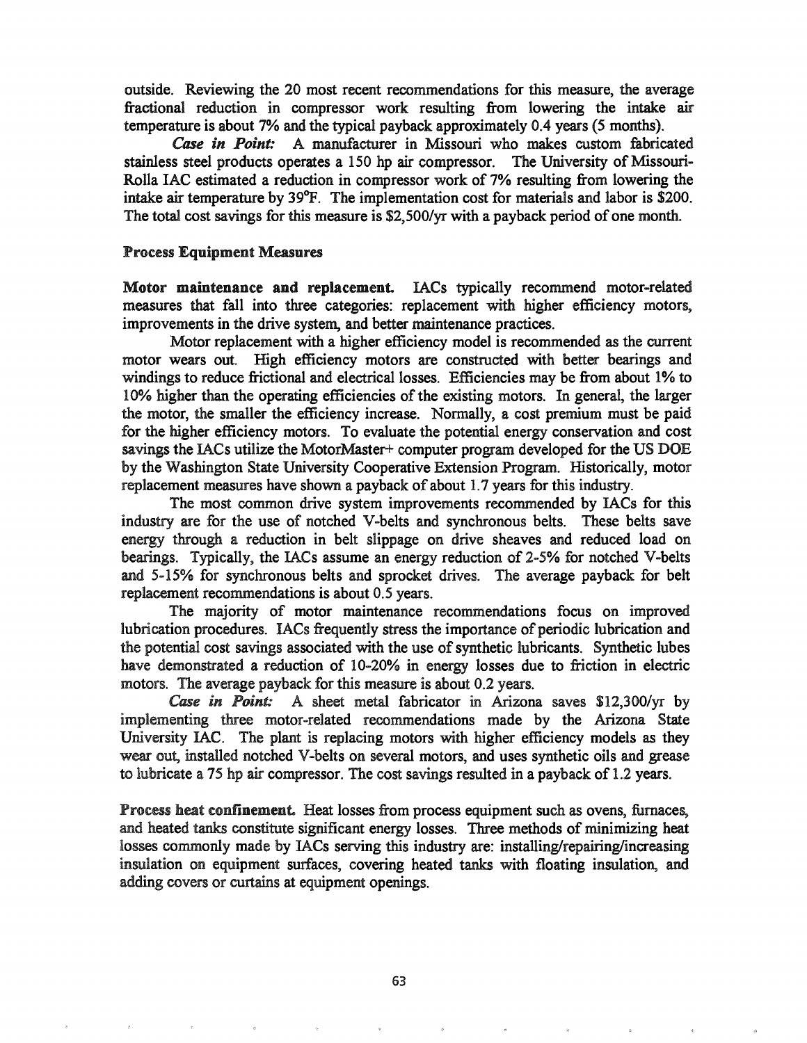outside. Reviewing the 20 most recent recommendations for this measure, the average fractional reduction in compressor work resulting from lowering the intake air temperature is about 7% and the typical payback approximately 0.4 years (5 months).

***Case in Point:*** A manufacturer in Missouri who makes custom fabricated stainless steel products operates a 150 hp air compressor. The University of Missouri-Rolla IAC estimated a reduction in compressor work of 7% resulting from lowering the intake air temperature by 39°F. The implementation cost for materials and labor is $200. The total cost savings for this measure is $2,500/yr with a payback period of one month.

### Process Equipment Measures

**Motor maintenance and replacement.** IACs typically recommend motor-related measures that fall into three categories: replacement with higher efficiency motors, improvements in the drive system, and better maintenance practices.

Motor replacement with a higher efficiency model is recommended as the current motor wears out. High efficiency motors are constructed with better bearings and windings to reduce frictional and electrical losses. Efficiencies may be from about 1% to 10% higher than the operating efficiencies of the existing motors. In general, the larger the motor, the smaller the efficiency increase. Normally, a cost premium must be paid for the higher efficiency motors. To evaluate the potential energy conservation and cost savings the IACs utilize the MotorMaster+ computer program developed for the US DOE by the Washington State University Cooperative Extension Program. Historically, motor replacement measures have shown a payback of about 1.7 years for this industry.

The most common drive system improvements recommended by IACs for this industry are for the use of notched V-belts and synchronous belts. These belts save energy through a reduction in belt slippage on drive sheaves and reduced load on bearings. Typically, the IACs assume an energy reduction of 2-5% for notched V-belts and 5-15% for synchronous belts and sprocket drives. The average payback for belt replacement recommendations is about 0.5 years.

The majority of motor maintenance recommendations focus on improved lubrication procedures. IACs frequently stress the importance of periodic lubrication and the potential cost savings associated with the use of synthetic lubricants. Synthetic lubes have demonstrated a reduction of 10-20% in energy losses due to friction in electric motors. The average payback for this measure is about 0.2 years.

***Case in Point:*** A sheet metal fabricator in Arizona saves $12,300/yr by implementing three motor-related recommendations made by the Arizona State University IAC. The plant is replacing motors with higher efficiency models as they wear out, installed notched V-belts on several motors, and uses synthetic oils and grease to lubricate a 75 hp air compressor. The cost savings resulted in a payback of 1.2 years.

**Process heat confinement.** Heat losses from process equipment such as ovens, furnaces, and heated tanks constitute significant energy losses. Three methods of minimizing heat losses commonly made by IACs serving this industry are: installing/repairing/increasing insulation on equipment surfaces, covering heated tanks with floating insulation, and adding covers or curtains at equipment openings.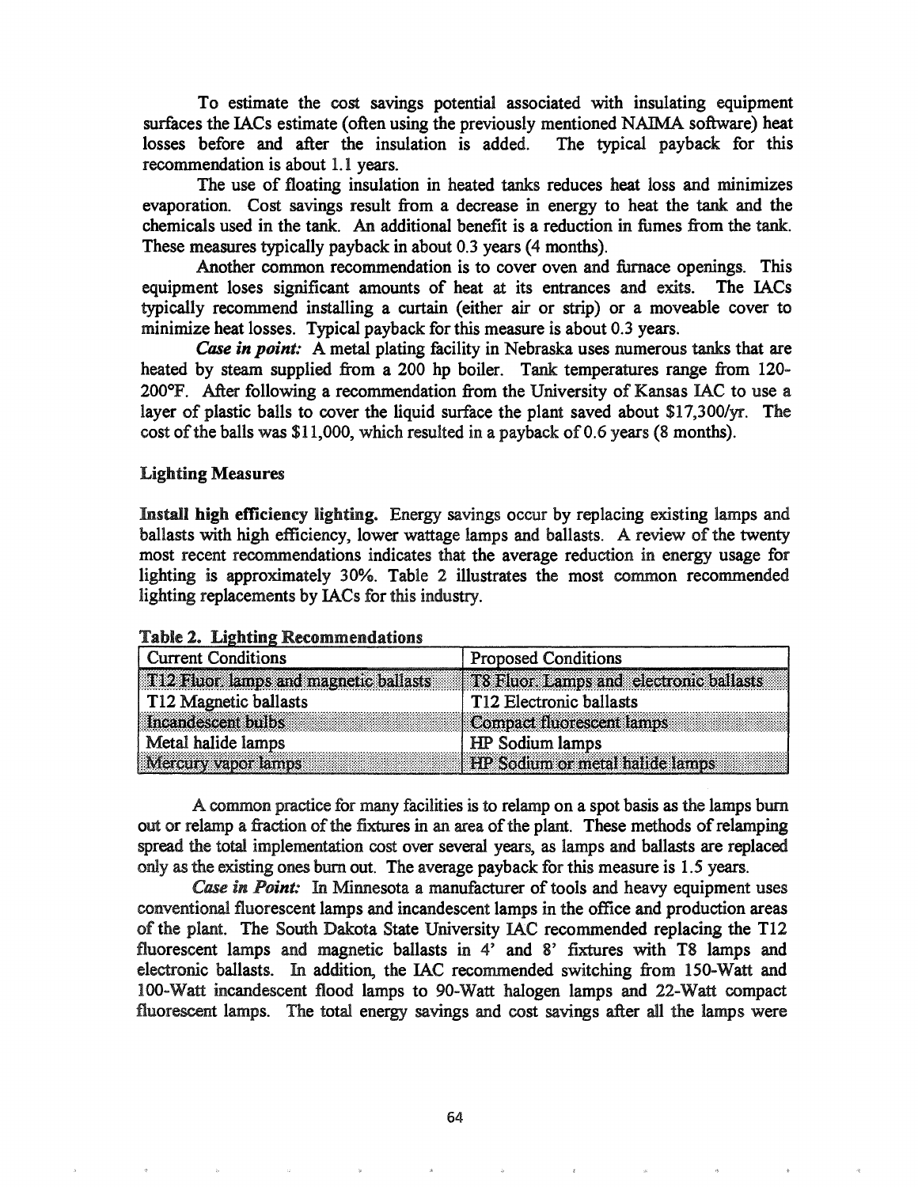To estimate the cost savings potential associated with insulating equipment surfaces the IACs estimate (often using the previously mentioned NAIMA software) heat losses before and after the insulation is added. The typical payback for this recommendation is about 1.1 years.

The use of floating insulation in heated tanks reduces heat loss and minimizes evaporation. Cost savings result from a decrease in energy to heat the tank and the chemicals used in the tank. An additional benefit is a reduction in fumes from the tank. These measures typically payback in about 0.3 years (4 months).

Another common recommendation is to cover oven and furnace openings. This equipment loses significant amounts of heat at its entrances and exits. The IACs typically recommend installing a curtain (either air or strip) or a moveable cover to minimize heat losses. Typical payback for this measure is about 0.3 years.

*Case in point:* A metal plating facility in Nebraska uses numerous tanks that are heated by steam supplied from a 200 hp boiler. Tank temperatures range from 120-200°F. After following a recommendation from the University of Kansas IAC to use a layer of plastic balls to cover the liquid surface the plant saved about $17,300/yr. The cost of the balls was $11,000, which resulted in a payback of 0.6 years (8 months).

### Lighting Measures

**Install high efficiency lighting.** Energy savings occur by replacing existing lamps and ballasts with high efficiency, lower wattage lamps and ballasts. A review of the twenty most recent recommendations indicates that the average reduction in energy usage for lighting is approximately 30%. Table 2 illustrates the most common recommended lighting replacements by IACs for this industry.

**Table 2. Lighting Recommendations**

| Current Conditions | Proposed Conditions |
|---|---|
| T12 Fluor. lamps and magnetic ballasts | T8 Fluor. Lamps and electronic ballasts |
| T12 Magnetic ballasts | T12 Electronic ballasts |
| Incandescent bulbs | Compact fluorescent lamps |
| Metal halide lamps | HP Sodium lamps |
| Mercury vapor lamps | HP Sodium or metal halide lamps |

A common practice for many facilities is to relamp on a spot basis as the lamps burn out or relamp a fraction of the fixtures in an area of the plant. These methods of relamping spread the total implementation cost over several years, as lamps and ballasts are replaced only as the existing ones burn out. The average payback for this measure is 1.5 years.

*Case in Point:* In Minnesota a manufacturer of tools and heavy equipment uses conventional fluorescent lamps and incandescent lamps in the office and production areas of the plant. The South Dakota State University IAC recommended replacing the T12 fluorescent lamps and magnetic ballasts in 4' and 8' fixtures with T8 lamps and electronic ballasts. In addition, the IAC recommended switching from 150-Watt and 100-Watt incandescent flood lamps to 90-Watt halogen lamps and 22-Watt compact fluorescent lamps. The total energy savings and cost savings after all the lamps were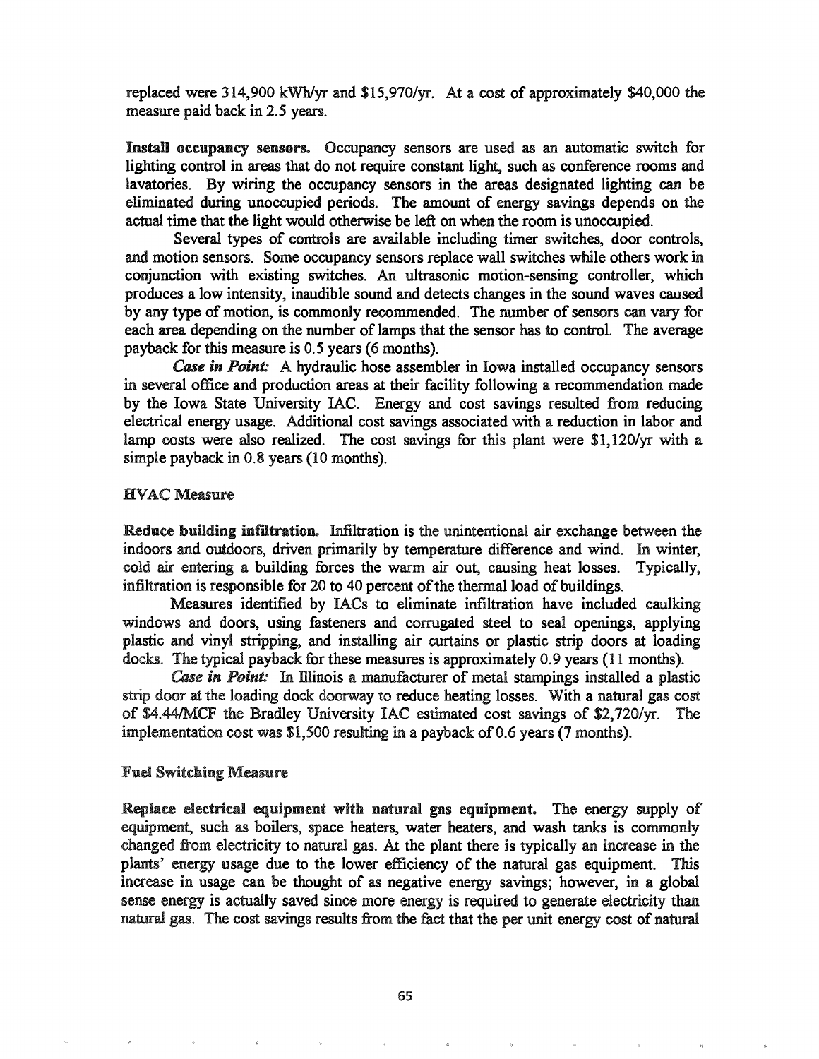replaced were 314,900 kWh/yr and $15,970/yr. At a cost of approximately $40,000 the measure paid back in 2.5 years.

**Install occupancy sensors.** Occupancy sensors are used as an automatic switch for lighting control in areas that do not require constant light, such as conference rooms and lavatories. By wiring the occupancy sensors in the areas designated lighting can be eliminated during unoccupied periods. The amount of energy savings depends on the actual time that the light would otherwise be left on when the room is unoccupied.

Several types of controls are available including timer switches, door controls, and motion sensors. Some occupancy sensors replace wall switches while others work in conjunction with existing switches. An ultrasonic motion-sensing controller, which produces a low intensity, inaudible sound and detects changes in the sound waves caused by any type of motion, is commonly recommended. The number of sensors can vary for each area depending on the number of lamps that the sensor has to control. The average payback for this measure is 0.5 years (6 months).

***Case in Point:*** A hydraulic hose assembler in Iowa installed occupancy sensors in several office and production areas at their facility following a recommendation made by the Iowa State University IAC. Energy and cost savings resulted from reducing electrical energy usage. Additional cost savings associated with a reduction in labor and lamp costs were also realized. The cost savings for this plant were $1,120/yr with a simple payback in 0.8 years (10 months).

### HVAC Measure

**Reduce building infiltration.** Infiltration is the unintentional air exchange between the indoors and outdoors, driven primarily by temperature difference and wind. In winter, cold air entering a building forces the warm air out, causing heat losses. Typically, infiltration is responsible for 20 to 40 percent of the thermal load of buildings.

Measures identified by IACs to eliminate infiltration have included caulking windows and doors, using fasteners and corrugated steel to seal openings, applying plastic and vinyl stripping, and installing air curtains or plastic strip doors at loading docks. The typical payback for these measures is approximately 0.9 years (11 months).

***Case in Point:*** In Illinois a manufacturer of metal stampings installed a plastic strip door at the loading dock doorway to reduce heating losses. With a natural gas cost of $4.44/MCF the Bradley University IAC estimated cost savings of $2,720/yr. The implementation cost was $1,500 resulting in a payback of 0.6 years (7 months).

### Fuel Switching Measure

**Replace electrical equipment with natural gas equipment.** The energy supply of equipment, such as boilers, space heaters, water heaters, and wash tanks is commonly changed from electricity to natural gas. At the plant there is typically an increase in the plants' energy usage due to the lower efficiency of the natural gas equipment. This increase in usage can be thought of as negative energy savings; however, in a global sense energy is actually saved since more energy is required to generate electricity than natural gas. The cost savings results from the fact that the per unit energy cost of natural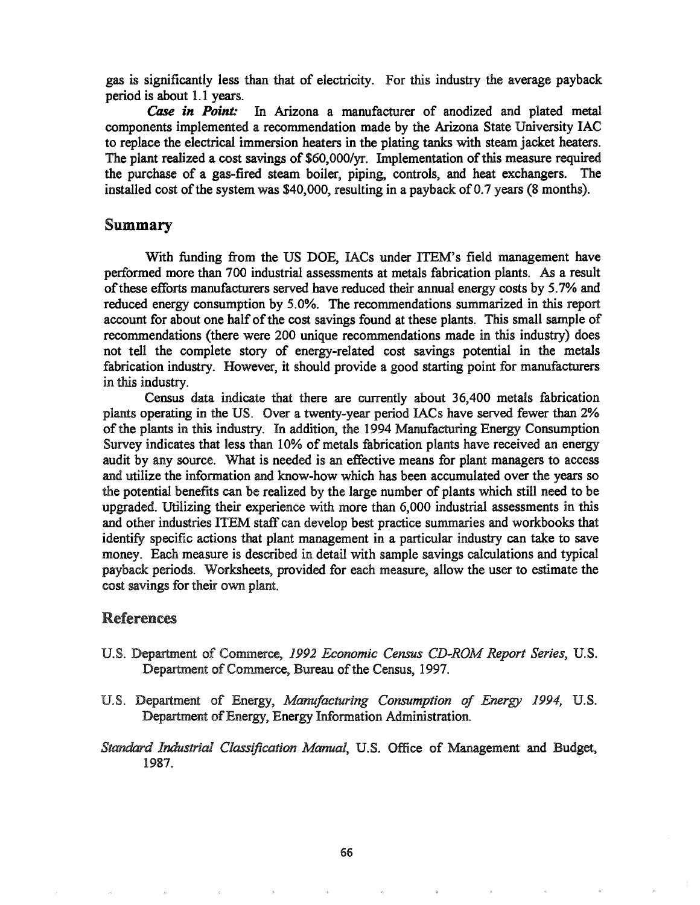gas is significantly less than that of electricity. For this industry the average payback period is about 1.1 years.

***Case in Point:*** In Arizona a manufacturer of anodized and plated metal components implemented a recommendation made by the Arizona State University IAC to replace the electrical immersion heaters in the plating tanks with steam jacket heaters. The plant realized a cost savings of $60,000/yr. Implementation of this measure required the purchase of a gas-fired steam boiler, piping, controls, and heat exchangers. The installed cost of the system was $40,000, resulting in a payback of 0.7 years (8 months).

## Summary

With funding from the US DOE, IACs under ITEM's field management have performed more than 700 industrial assessments at metals fabrication plants. As a result of these efforts manufacturers served have reduced their annual energy costs by 5.7% and reduced energy consumption by 5.0%. The recommendations summarized in this report account for about one half of the cost savings found at these plants. This small sample of recommendations (there were 200 unique recommendations made in this industry) does not tell the complete story of energy-related cost savings potential in the metals fabrication industry. However, it should provide a good starting point for manufacturers in this industry.

Census data indicate that there are currently about 36,400 metals fabrication plants operating in the US. Over a twenty-year period IACs have served fewer than 2% of the plants in this industry. In addition, the 1994 Manufacturing Energy Consumption Survey indicates that less than 10% of metals fabrication plants have received an energy audit by any source. What is needed is an effective means for plant managers to access and utilize the information and know-how which has been accumulated over the years so the potential benefits can be realized by the large number of plants which still need to be upgraded. Utilizing their experience with more than 6,000 industrial assessments in this and other industries ITEM staff can develop best practice summaries and workbooks that identify specific actions that plant management in a particular industry can take to save money. Each measure is described in detail with sample savings calculations and typical payback periods. Worksheets, provided for each measure, allow the user to estimate the cost savings for their own plant.

## References

U.S. Department of Commerce, *1992 Economic Census CD-ROM Report Series*, U.S. Department of Commerce, Bureau of the Census, 1997.

U.S. Department of Energy, *Manufacturing Consumption of Energy 1994*, U.S. Department of Energy, Energy Information Administration.

*Standard Industrial Classification Manual*, U.S. Office of Management and Budget, 1987.